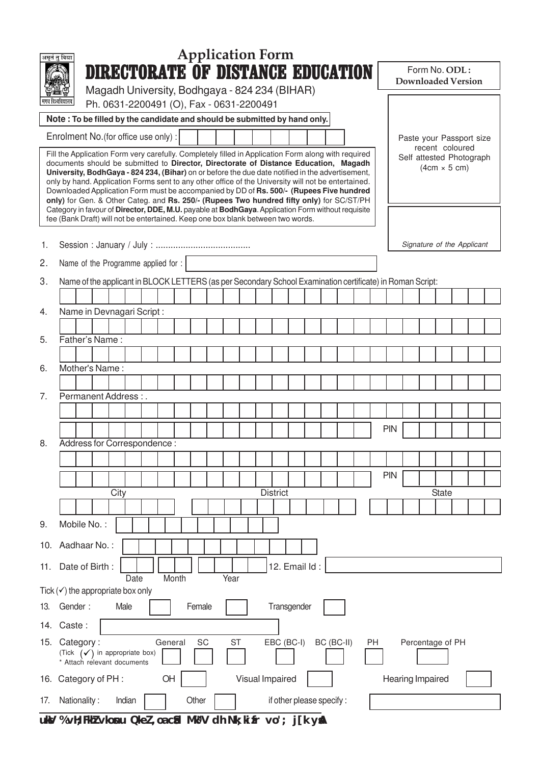अमृतं तु विद्या

मगध विश्वविद्यालय

# Application Form

# DIRECTORATE OF DISTANCE EDUCATION

Magadh University, Bodhgaya - 824 234 (BIHAR)

Ph. 0631-2200491 (O), Fax - 0631-2200491

Form No. **ODL :**
**Downloaded Version**

**Note : To be filled by the candidate and should be submitted by hand only.**

Enrolment No.(for office use only) :

Paste your Passport size recent coloured Self attested Photograph (4cm × 5 cm)

Fill the Application Form very carefully. Completely filled in Application Form along with required documents should be submitted to **Director, Directorate of Distance Education, Magadh University, BodhGaya - 824 234, (Bihar)** on or before the due date notified in the advertisement, only by hand. Application Forms sent to any other office of the University will not be entertained. Downloaded Application Form must be accompanied by DD of **Rs. 500/- (Rupees Five hundred only)** for Gen. & Other Categ. and **Rs. 250/- (Rupees Two hundred fifty only)** for SC/ST/PH Category in favour of **Director, DDE, M.U.** payable at **BodhGaya**. Application Form without requisite fee (Bank Draft) will not be entertained. Keep one box blank between two words.

*Signature of the Applicant*

1. Session : January / July : ......................................
2. Name of the Programme applied for :
3. Name of the applicant in BLOCK LETTERS (as per Secondary School Examination certificate) in Roman Script:
4. Name in Devnagari Script :
5. Father's Name :
6. Mother's Name :
7. Permanent Address : .

   PIN
8. Address for Correspondence :

   PIN

   City　　District　　State
9. Mobile No. :
10. Aadhaar No. :
11. Date of Birth : Date Month Year　　12. Email Id :

Tick (✓) the appropriate box only

13. Gender : Male ☐ Female ☐ Transgender ☐
14. Caste :
15. Category : (Tick (✓) in appropriate box) * Attach relevant documents　General ☐ SC ☐ ST ☐ EBC (BC-I) ☐ BC (BC-II) ☐ PH ☐ Percentage of PH ☐
16. Category of PH : OH ☐ Visual Impaired ☐ Hearing Impaired ☐
17. Nationality : Indian ☐ Other ☐ if other please specify :

uksV %vH;FkhZ vkosnu QkeZ, oa cSad MªkÝV dh Nk;kizfr vo'; j[k ysaA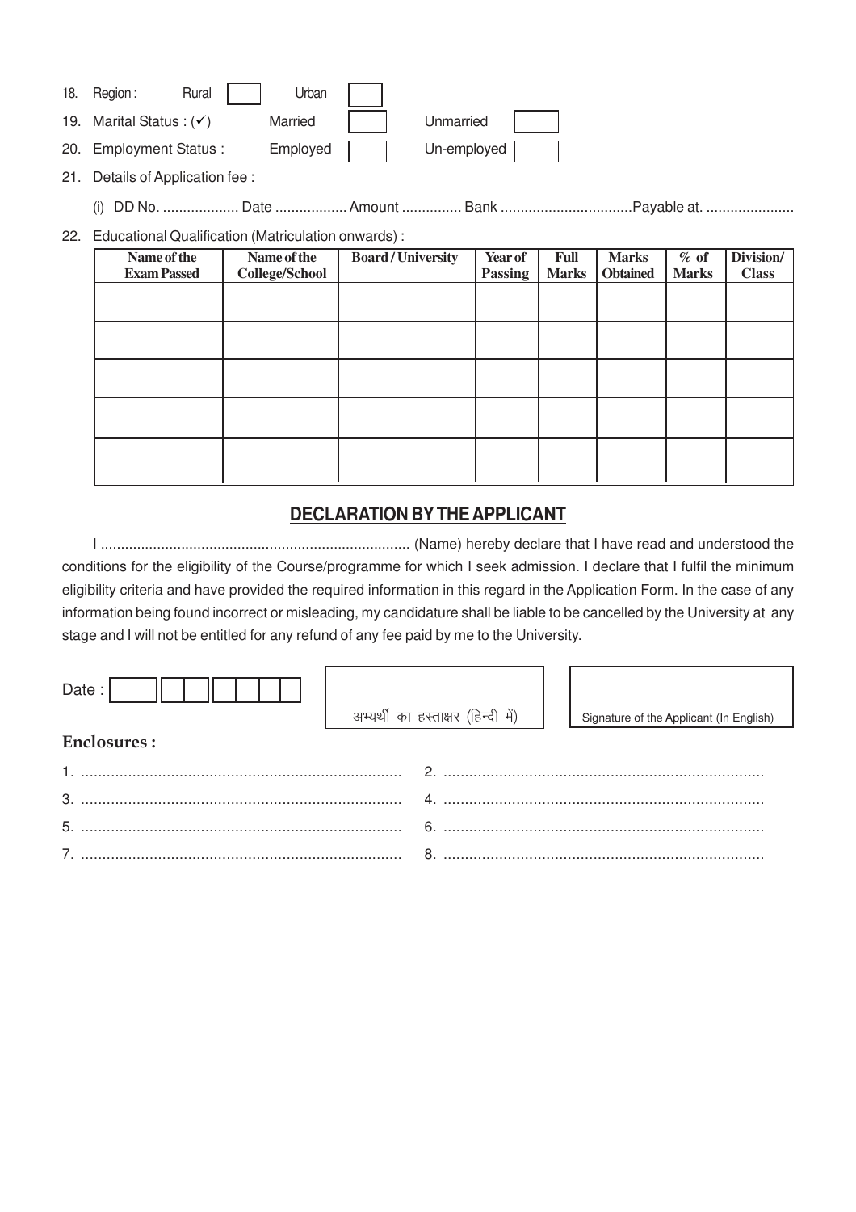18. Region : Rural ☐ Urban ☐

19. Marital Status : (✓) Married ☐ Unmarried ☐

20. Employment Status : Employed ☐ Un-employed ☐

21. Details of Application fee :

(i) DD No. .................. Date ................. Amount ............... Bank ................................Payable at. ......................

22. Educational Qualification (Matriculation onwards) :

| Name of the Exam Passed | Name of the College/School | Board / University | Year of Passing | Full Marks | Marks Obtained | % of Marks | Division/ Class |
|---|---|---|---|---|---|---|---|
| | | | | | | | |
| | | | | | | | |
| | | | | | | | |
| | | | | | | | |
| | | | | | | | |

## DECLARATION BY THE APPLICANT

I ........................................................................... (Name) hereby declare that I have read and understood the conditions for the eligibility of the Course/programme for which I seek admission. I declare that I fulfil the minimum eligibility criteria and have provided the required information in this regard in the Application Form. In the case of any information being found incorrect or misleading, my candidature shall be liable to be cancelled by the University at any stage and I will not be entitled for any refund of any fee paid by me to the University.

Date : ☐☐ ☐☐ ☐☐☐☐

अभ्यर्थी का हस्ताक्षर (हिन्दी में)

Signature of the Applicant (In English)

**Enclosures :**

1. ..........................................................................
2. ..........................................................................
3. ..........................................................................
4. ..........................................................................
5. ..........................................................................
6. ..........................................................................
7. ..........................................................................
8. ..........................................................................